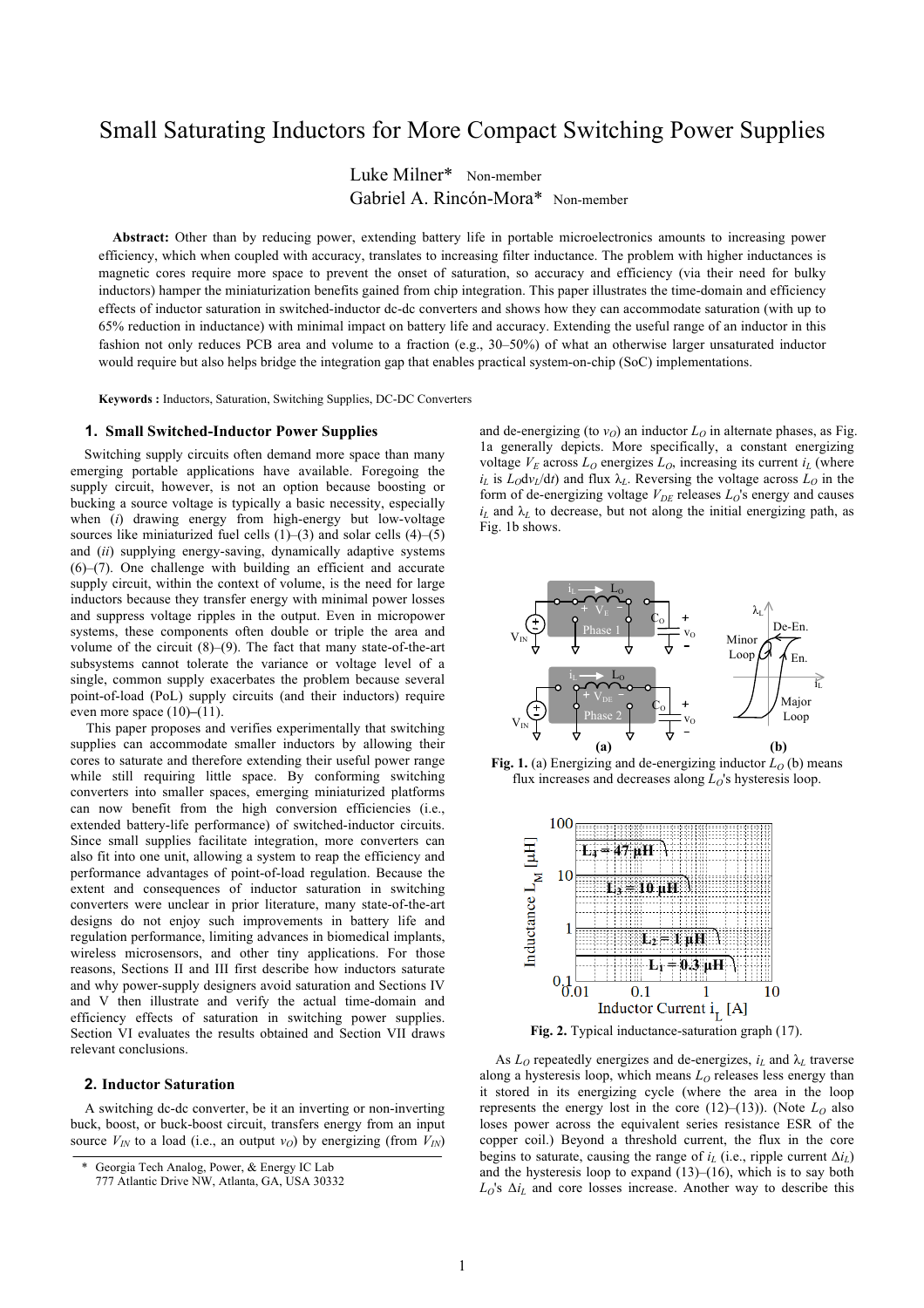# Small Saturating Inductors for More Compact Switching Power Supplies

Luke Milner* Non-member
Gabriel A. Rincón-Mora* Non-member

**Abstract:** Other than by reducing power, extending battery life in portable microelectronics amounts to increasing power efficiency, which when coupled with accuracy, translates to increasing filter inductance. The problem with higher inductances is magnetic cores require more space to prevent the onset of saturation, so accuracy and efficiency (via their need for bulky inductors) hamper the miniaturization benefits gained from chip integration. This paper illustrates the time-domain and efficiency effects of inductor saturation in switched-inductor dc-dc converters and shows how they can accommodate saturation (with up to 65% reduction in inductance) with minimal impact on battery life and accuracy. Extending the useful range of an inductor in this fashion not only reduces PCB area and volume to a fraction (e.g., 30–50%) of what an otherwise larger unsaturated inductor would require but also helps bridge the integration gap that enables practical system-on-chip (SoC) implementations.

**Keywords :** Inductors, Saturation, Switching Supplies, DC-DC Converters

## 1. Small Switched-Inductor Power Supplies

Switching supply circuits often demand more space than many emerging portable applications have available. Foregoing the supply circuit, however, is not an option because boosting or bucking a source voltage is typically a basic necessity, especially when (*i*) drawing energy from high-energy but low-voltage sources like miniaturized fuel cells (1)–(3) and solar cells (4)–(5) and (*ii*) supplying energy-saving, dynamically adaptive systems (6)–(7). One challenge with building an efficient and accurate supply circuit, within the context of volume, is the need for large inductors because they transfer energy with minimal power losses and suppress voltage ripples in the output. Even in micropower systems, these components often double or triple the area and volume of the circuit (8)–(9). The fact that many state-of-the-art subsystems cannot tolerate the variance or voltage level of a single, common supply exacerbates the problem because several point-of-load (PoL) supply circuits (and their inductors) require even more space (10)–(11).

This paper proposes and verifies experimentally that switching supplies can accommodate smaller inductors by allowing their cores to saturate and therefore extending their useful power range while still requiring little space. By conforming switching converters into smaller spaces, emerging miniaturized platforms can now benefit from the high conversion efficiencies (i.e., extended battery-life performance) of switched-inductor circuits. Since small supplies facilitate integration, more converters can also fit into one unit, allowing a system to reap the efficiency and performance advantages of point-of-load regulation. Because the extent and consequences of inductor saturation in switching converters were unclear in prior literature, many state-of-the-art designs do not enjoy such improvements in battery life and regulation performance, limiting advances in biomedical implants, wireless microsensors, and other tiny applications. For those reasons, Sections II and III first describe how inductors saturate and why power-supply designers avoid saturation and Sections IV and V then illustrate and verify the actual time-domain and efficiency effects of saturation in switching power supplies. Section VI evaluates the results obtained and Section VII draws relevant conclusions.

## 2. Inductor Saturation

A switching dc-dc converter, be it an inverting or non-inverting buck, boost, or buck-boost circuit, transfers energy from an input source $V_{IN}$ to a load (i.e., an output $v_O$) by energizing (from $V_{IN}$) and de-energizing (to $v_O$) an inductor $L_O$ in alternate phases, as Fig. 1a generally depicts. More specifically, a constant energizing voltage $V_E$ across $L_O$ energizes $L_O$, increasing its current $i_L$ (where $i_L$ is $L_O dv_L/dt$) and flux $\lambda_L$. Reversing the voltage across $L_O$ in the form of de-energizing voltage $V_{DE}$ releases $L_O$'s energy and causes $i_L$ and $\lambda_L$ to decrease, but not along the initial energizing path, as Fig. 1b shows.

**Fig. 1.** (a) Energizing and de-energizing inductor $L_O$ (b) means flux increases and decreases along $L_O$'s hysteresis loop.

**Fig. 2.** Typical inductance-saturation graph (17).

As $L_O$ repeatedly energizes and de-energizes, $i_L$ and $\lambda_L$ traverse along a hysteresis loop, which means $L_O$ releases less energy than it stored in its energizing cycle (where the area in the loop represents the energy lost in the core (12)–(13)). (Note $L_O$ also loses power across the equivalent series resistance ESR of the copper coil.) Beyond a threshold current, the flux in the core begins to saturate, causing the range of $i_L$ (i.e., ripple current $\Delta i_L$) and the hysteresis loop to expand (13)–(16), which is to say both $L_O$'s $\Delta i_L$ and core losses increase. Another way to describe this

\* Georgia Tech Analog, Power, & Energy IC Lab
777 Atlantic Drive NW, Atlanta, GA, USA 30332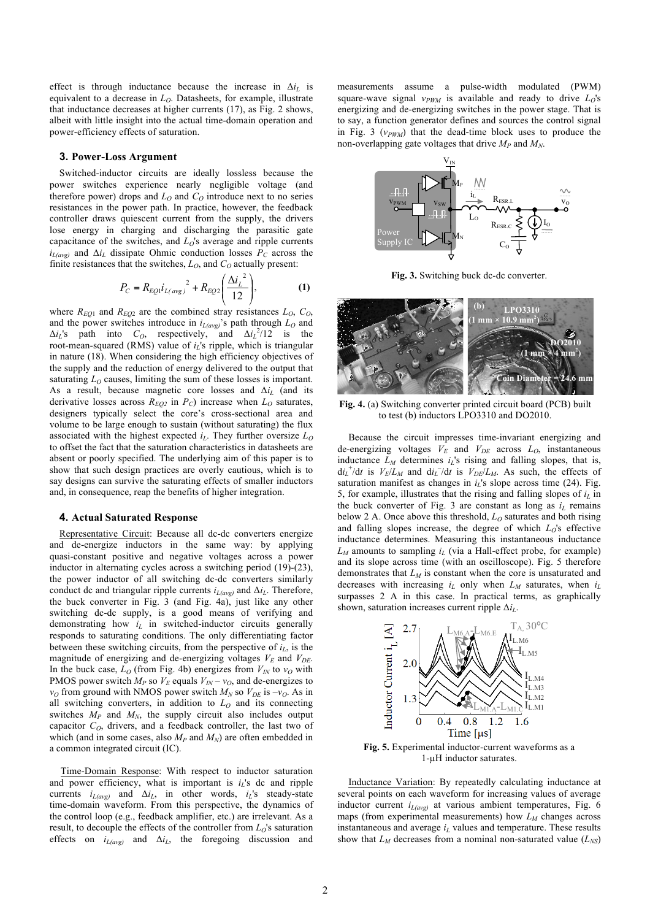effect is through inductance because the increase in $\Delta i_L$ is equivalent to a decrease in $L_O$. Datasheets, for example, illustrate that inductance decreases at higher currents (17), as Fig. 2 shows, albeit with little insight into the actual time-domain operation and power-efficiency effects of saturation.

## 3. Power-Loss Argument

Switched-inductor circuits are ideally lossless because the power switches experience nearly negligible voltage (and therefore power) drops and $L_O$ and $C_O$ introduce next to no series resistances in the power path. In practice, however, the feedback controller draws quiescent current from the supply, the drivers lose energy in charging and discharging the parasitic gate capacitance of the switches, and $L_O$'s average and ripple currents $i_{L(avg)}$ and $\Delta i_L$ dissipate Ohmic conduction losses $P_C$ across the finite resistances that the switches, $L_O$, and $C_O$ actually present:

$$P_C = R_{EQ1} i_{L(avg)}{}^2 + R_{EQ2}\left(\frac{\Delta i_L{}^2}{12}\right), \qquad (1)$$

where $R_{EQ1}$ and $R_{EQ2}$ are the combined stray resistances $L_O$, $C_O$, and the power switches introduce in $i_{L(avg)}$'s path through $L_O$ and $\Delta i_L$'s path into $C_O$, respectively, and $\Delta i_L{}^2/12$ is the root-mean-squared (RMS) value of $i_L$'s ripple, which is triangular in nature (18). When considering the high efficiency objectives of the supply and the reduction of energy delivered to the output that saturating $L_O$ causes, limiting the sum of these losses is important. As a result, because magnetic core losses and $\Delta i_L$ (and its derivative losses across $R_{EQ2}$ in $P_C$) increase when $L_O$ saturates, designers typically select the core's cross-sectional area and volume to be large enough to sustain (without saturating) the flux associated with the highest expected $i_L$. They further oversize $L_O$ to offset the fact that the saturation characteristics in datasheets are absent or poorly specified. The underlying aim of this paper is to show that such design practices are overly cautious, which is to say designs can survive the saturating effects of smaller inductors and, in consequence, reap the benefits of higher integration.

## 4. Actual Saturated Response

Representative Circuit: Because all dc-dc converters energize and de-energize inductors in the same way: by applying quasi-constant positive and negative voltages across a power inductor in alternating cycles across a switching period (19)-(23), the power inductor of all switching dc-dc converters similarly conduct dc and triangular ripple currents $i_{L(avg)}$ and $\Delta i_L$. Therefore, the buck converter in Fig. 3 (and Fig. 4a), just like any other switching dc-dc supply, is a good means of verifying and demonstrating how $i_L$ in switched-inductor circuits generally responds to saturating conditions. The only differentiating factor between these switching circuits, from the perspective of $i_L$, is the magnitude of energizing and de-energizing voltages $V_E$ and $V_{DE}$. In the buck case, $L_O$ (from Fig. 4b) energizes from $V_{IN}$ to $v_O$ with PMOS power switch $M_P$ so $V_E$ equals $V_{IN} - v_O$, and de-energizes to $v_O$ from ground with NMOS power switch $M_N$ so $V_{DE}$ is $-v_O$. As in all switching converters, in addition to $L_O$ and its connecting switches $M_P$ and $M_N$, the supply circuit also includes output capacitor $C_O$, drivers, and a feedback controller, the last two of which (and in some cases, also $M_P$ and $M_N$) are often embedded in a common integrated circuit (IC).

Time-Domain Response: With respect to inductor saturation and power efficiency, what is important is $i_L$'s dc and ripple currents $i_{L(avg)}$ and $\Delta i_L$, in other words, $i_L$'s steady-state time-domain waveform. From this perspective, the dynamics of the control loop (e.g., feedback amplifier, etc.) are irrelevant. As a result, to decouple the effects of the controller from $L_O$'s saturation effects on $i_{L(avg)}$ and $\Delta i_L$, the foregoing discussion and measurements assume a pulse-width modulated (PWM) square-wave signal $v_{PWM}$ is available and ready to drive $L_O$'s energizing and de-energizing switches in the power stage. That is to say, a function generator defines and sources the control signal in Fig. 3 ($v_{PWM}$) that the dead-time block uses to produce the non-overlapping gate voltages that drive $M_P$ and $M_N$.

**Fig. 3.** Switching buck dc-dc converter.

**Fig. 4.** (a) Switching converter printed circuit board (PCB) built to test (b) inductors LPO3310 and DO2010.

Because the circuit impresses time-invariant energizing and de-energizing voltages $V_E$ and $V_{DE}$ across $L_O$, instantaneous inductance $L_M$ determines $i_L$'s rising and falling slopes, that is, $di_L{}^+/dt$ is $V_E/L_M$ and $di_L{}^-/dt$ is $V_{DE}/L_M$. As such, the effects of saturation manifest as changes in $i_L$'s slope across time (24). Fig. 5, for example, illustrates that the rising and falling slopes of $i_L$ in the buck converter of Fig. 3 are constant as long as $i_L$ remains below 2 A. Once above this threshold, $L_O$ saturates and both rising and falling slopes increase, the degree of which $L_O$'s effective inductance determines. Measuring this instantaneous inductance $L_M$ amounts to sampling $i_L$ (via a Hall-effect probe, for example) and its slope across time (with an oscilloscope). Fig. 5 therefore demonstrates that $L_M$ is constant when the core is unsaturated and decreases with increasing $i_L$ only when $L_M$ saturates, when $i_L$ surpasses 2 A in this case. In practical terms, as graphically shown, saturation increases current ripple $\Delta i_L$.

**Fig. 5.** Experimental inductor-current waveforms as a 1-µH inductor saturates.

Inductance Variation: By repeatedly calculating inductance at several points on each waveform for increasing values of average inductor current $i_{L(avg)}$ at various ambient temperatures, Fig. 6 maps (from experimental measurements) how $L_M$ changes across instantaneous and average $i_L$ values and temperature. These results show that $L_M$ decreases from a nominal non-saturated value ($L_{NS}$)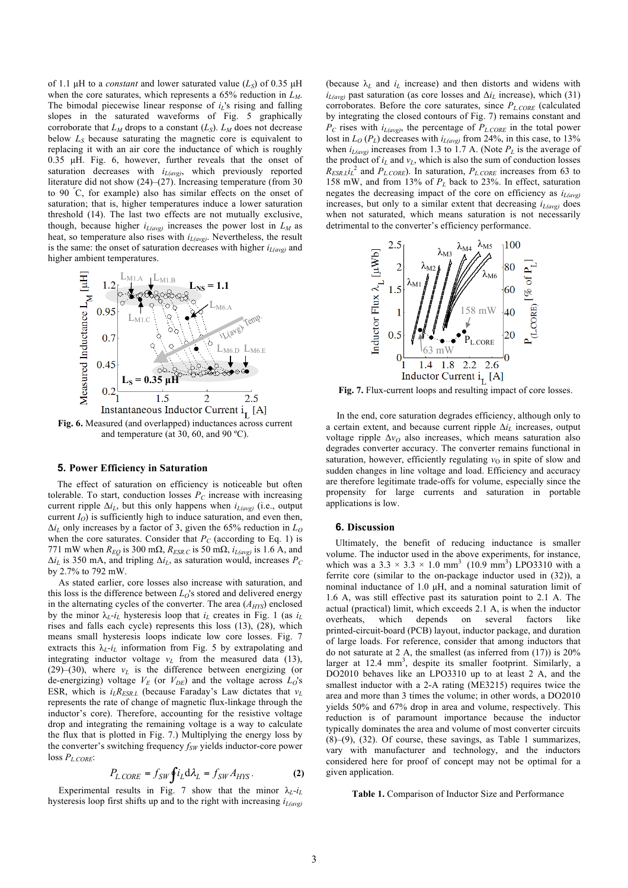of 1.1 μH to a *constant* and lower saturated value ($L_S$) of 0.35 μH when the core saturates, which represents a 65% reduction in $L_M$. The bimodal piecewise linear response of $i_L$'s rising and falling slopes in the saturated waveforms of Fig. 5 graphically corroborate that $L_M$ drops to a constant ($L_S$). $L_M$ does not decrease below $L_S$ because saturating the magnetic core is equivalent to replacing it with an air core the inductance of which is roughly 0.35 μH. Fig. 6, however, further reveals that the onset of saturation decreases with $i_{L(avg)}$, which previously reported literature did not show (24)–(27). Increasing temperature (from 30 to 90 °C, for example) also has similar effects on the onset of saturation; that is, higher temperatures induce a lower saturation threshold (14). The last two effects are not mutually exclusive, though, because higher $i_{L(avg)}$ increases the power lost in $L_M$ as heat, so temperature also rises with $i_{L(avg)}$. Nevertheless, the result is the same: the onset of saturation decreases with higher $i_{L(avg)}$ and higher ambient temperatures.

**Fig. 6.** Measured (and overlapped) inductances across current and temperature (at 30, 60, and 90 ºC).

## 5. Power Efficiency in Saturation

The effect of saturation on efficiency is noticeable but often tolerable. To start, conduction losses $P_C$ increase with increasing current ripple $\Delta i_L$, but this only happens when $i_{L(avg)}$ (i.e., output current $I_O$) is sufficiently high to induce saturation, and even then, $\Delta i_L$ only increases by a factor of 3, given the 65% reduction in $L_O$ when the core saturates. Consider that $P_C$ (according to Eq. 1) is 771 mW when $R_{EQ}$ is 300 mΩ, $R_{ESR.C}$ is 50 mΩ, $i_{L(avg)}$ is 1.6 A, and $\Delta i_L$ is 350 mA, and tripling $\Delta i_L$, as saturation would, increases $P_C$ by 2.7% to 792 mW.

As stated earlier, core losses also increase with saturation, and this loss is the difference between $L_O$'s stored and delivered energy in the alternating cycles of the converter. The area ($A_{HYS}$) enclosed by the minor $\lambda_L$-$i_L$ hysteresis loop that $i_L$ creates in Fig. 1 (as $i_L$ rises and falls each cycle) represents this loss (13), (28), which means small hysteresis loops indicate low core losses. Fig. 7 extracts this $\lambda_L$-$i_L$ information from Fig. 5 by extrapolating and integrating inductor voltage $v_L$ from the measured data (13), (29)–(30), where $v_L$ is the difference between energizing (or de-energizing) voltage $V_E$ (or $V_{DE}$) and the voltage across $L_O$'s ESR, which is $i_L R_{ESR.L}$ (because Faraday's Law dictates that $v_L$ represents the rate of change of magnetic flux-linkage through the inductor's core). Therefore, accounting for the resistive voltage drop and integrating the remaining voltage is a way to calculate the flux that is plotted in Fig. 7.) Multiplying the energy loss by the converter's switching frequency $f_{SW}$ yields inductor-core power loss $P_{L.CORE}$:

$$P_{L.CORE} = f_{SW} \oint i_L \mathrm{d}\lambda_L = f_{SW} A_{HYS}. \tag{2}$$

Experimental results in Fig. 7 show that the minor $\lambda_L$-$i_L$ hysteresis loop first shifts up and to the right with increasing $i_{L(avg)}$ (because $\lambda_L$ and $i_L$ increase) and then distorts and widens with $i_{L(avg)}$ past saturation (as core losses and $\Delta i_L$ increase), which (31) corroborates. Before the core saturates, since $P_{L.CORE}$ (calculated by integrating the closed contours of Fig. 7) remains constant and $P_C$ rises with $i_{L(avg)}$, the percentage of $P_{L.CORE}$ in the total power lost in $L_O$ ($P_L$) decreases with $i_{L(avg)}$ from 24%, in this case, to 13% when $i_{L(avg)}$ increases from 1.3 to 1.7 A. (Note $P_L$ is the average of the product of $i_L$ and $v_L$, which is also the sum of conduction losses $R_{ESR.L} i_L^2$ and $P_{L.CORE}$). In saturation, $P_{L.CORE}$ increases from 63 to 158 mW, and from 13% of $P_L$ back to 23%. In effect, saturation negates the decreasing impact of the core on efficiency as $i_{L(avg)}$ increases, but only to a similar extent that decreasing $i_{L(avg)}$ does when not saturated, which means saturation is not necessarily detrimental to the converter's efficiency performance.

**Fig. 7.** Flux-current loops and resulting impact of core losses.

In the end, core saturation degrades efficiency, although only to a certain extent, and because current ripple $\Delta i_L$ increases, output voltage ripple $\Delta v_O$ also increases, which means saturation also degrades converter accuracy. The converter remains functional in saturation, however, efficiently regulating $v_O$ in spite of slow and sudden changes in line voltage and load. Efficiency and accuracy are therefore legitimate trade-offs for volume, especially since the propensity for large currents and saturation in portable applications is low.

## 6. Discussion

Ultimately, the benefit of reducing inductance is smaller volume. The inductor used in the above experiments, for instance, which was a 3.3 × 3.3 × 1.0 mm³ (10.9 mm³) LPO3310 with a ferrite core (similar to the on-package inductor used in (32)), a nominal inductance of 1.0 μH, and a nominal saturation limit of 1.6 A, was still effective past its saturation point to 2.1 A. The actual (practical) limit, which exceeds 2.1 A, is when the inductor overheats, which depends on several factors like printed-circuit-board (PCB) layout, inductor package, and duration of large loads. For reference, consider that among inductors that do not saturate at 2 A, the smallest (as inferred from (17)) is 20% larger at 12.4 mm³, despite its smaller footprint. Similarly, a DO2010 behaves like an LPO3310 up to at least 2 A, and the smallest inductor with a 2-A rating (ME3215) requires twice the area and more than 3 times the volume; in other words, a DO2010 yields 50% and 67% drop in area and volume, respectively. This reduction is of paramount importance because the inductor typically dominates the area and volume of most converter circuits (8)–(9), (32). Of course, these savings, as Table 1 summarizes, vary with manufacturer and technology, and the inductors considered here for proof of concept may not be optimal for a given application.

**Table 1.** Comparison of Inductor Size and Performance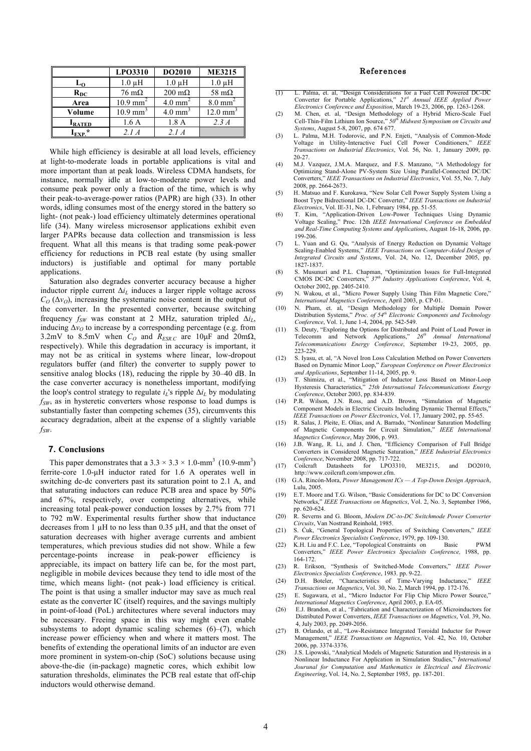| | LPO3310 | DO2010 | ME3215 |
|---|---|---|---|
| $L_O$ | 1.0 µH | 1.0 µH | 1.0 µH |
| $R_{DC}$ | 76 mΩ | 200 mΩ | 58 mΩ |
| Area | 10.9 mm$^2$ | 4.0 mm$^2$ | 8.0 mm$^2$ |
| Volume | 10.9 mm$^3$ | 4.0 mm$^3$ | 12.0 mm$^3$ |
| $I_{RATED}$ | 1.6 A | 1.8 A | *2.3 A* |
| $I_{EXP.}$* | *2.1 A* | *2.1 A* | |

While high efficiency is desirable at all load levels, efficiency at light-to-moderate loads in portable applications is vital and more important than at peak loads. Wireless CDMA handsets, for instance, normally idle at low-to-moderate power levels and consume peak power only a fraction of the time, which is why their peak-to-average-power ratios (PAPR) are high (33). In other words, idling consumes most of the energy stored in the battery so light- (not peak-) load efficiency ultimately determines operational life (34). Many wireless microsensor applications exhibit even larger PAPRs because data collection and transmission is less frequent. What all this means is that trading some peak-power efficiency for reductions in PCB real estate (by using smaller inductors) is justifiable and optimal for many portable applications.

Saturation also degrades converter accuracy because a higher inductor ripple current $\Delta i_L$ induces a larger ripple voltage across $C_O$ ($\Delta v_O$), increasing the systematic noise content in the output of the converter. In the presented converter, because switching frequency $f_{SW}$ was constant at 2 MHz, saturation tripled $\Delta i_L$, inducing $\Delta v_O$ to increase by a corresponding percentage (e.g. from 3.2mV to 8.5mV when $C_O$ and $R_{ESR.C}$ are 10µF and 20mΩ, respectively). While this degradation in accuracy is important, it may not be as critical in systems where linear, low-dropout regulators buffer (and filter) the converter to supply power to sensitive analog blocks (18), reducing the ripple by 30–40 dB. In the case converter accuracy is nonetheless important, modifying the loop's control strategy to regulate $i_L$'s ripple $\Delta i_L$ by modulating $f_{SW}$, as in hysteretic converters whose response to load dumps is substantially faster than competing schemes (35), circumvents this accuracy degradation, albeit at the expense of a slightly variable $f_{SW}$.

## 7. Conclusions

This paper demonstrates that a 3.3 × 3.3 × 1.0-mm$^3$ (10.9-mm$^3$) ferrite-core 1.0-µH inductor rated for 1.6 A operates well in switching dc-dc converters past its saturation point to 2.1 A, and that saturating inductors can reduce PCB area and space by 50% and 67%, respectively, over competing alternatives, while increasing total peak-power conduction losses by 2.7% from 771 to 792 mW. Experimental results further show that inductance decreases from 1 µH to no less than 0.35 µH, and that the onset of saturation decreases with higher average currents and ambient temperatures, which previous studies did not show. While a few percentage-points increase in peak-power efficiency is appreciable, its impact on battery life can be, for the most part, negligible in mobile devices because they tend to idle most of the time, which means light- (not peak-) load efficiency is critical. The point is that using a smaller inductor may save as much real estate as the converter IC (itself) requires, and the savings multiply in point-of-load (PoL) architectures where several inductors may be necessary. Freeing space in this way might even enable subsystems to adopt dynamic scaling schemes (6)–(7), which increase power efficiency when and where it matters most. The benefits of extending the operational limits of an inductor are even more prominent in system-on-chip (SoC) solutions because using above-the-die (in-package) magnetic cores, which exhibit low saturation thresholds, eliminates the PCB real estate that off-chip inductors would otherwise demand.

## References

(1) L. Palma, et. al, "Design Considerations for a Fuel Cell Powered DC-DC Converter for Portable Applications," *21st Annual IEEE Applied Power Electronics Conference and Exposition*, March 19-23, 2006, pp. 1263-1268.

(2) M. Chen, et. al, "Design Methodology of a Hybrid Micro-Scale Fuel Cell-Thin-Film Lithium Ion Source," *50th Midwest Symposium on Circuits and Systems*, August 5-8, 2007, pp. 674 677.

(3) L. Palma, M.H. Todorovic, and P.N. Enjeti, "Analysis of Common-Mode Voltage in Utility-Interactive Fuel Cell Power Conditioners," *IEEE Transactions on Industrial Electronics*, Vol. 56, No. 1, January 2009, pp. 20-27.

(4) M.J. Vazquez, J.M.A. Marquez, and F.S. Manzano, "A Methodology for Optimizing Stand-Alone PV-System Size Using Parallel-Connected DC/DC Converters," *IEEE Transactions on Industrial Electronics*, Vol. 55, No. 7, July 2008, pp. 2664-2673.

(5) H. Matsuo and F. Kurokawa, "New Solar Cell Power Supply System Using a Boost Type Bidirectional DC-DC Converter," *IEEE Transactions on Industrial Electronics*, Vol. IE-31, No. 1, February 1984, pp. 51-55.

(6) T. Kim, "Application-Driven Low-Power Techniques Using Dynamic Voltage Scaling," Proc. 12th *IEEE International Conference on Embedded and Real-Time Computing Systems and Applications*, August 16-18, 2006, pp. 199-206.

(7) L. Yuan and G. Qu, "Analysis of Energy Reduction on Dynamic Voltage Scaling-Enabled Systems," *IEEE Transactions on Computer-Aided Design of Integrated Circuits and Systems*, Vol. 24, No. 12, December 2005, pp. 1827-1837.

(8) S. Musunuri and P.L. Chapman, "Optimization Issues for Full-Integrated CMOS DC-DC Converters," *37th Industry Applications Conference*, Vol. 4, October 2002, pp. 2405-2410.

(9) N. Wakou, et al., "Micro Power Supply Using Thin Film Magnetic Core," *International Magnetics Conference*, April 2003, p. CP-01.

(10) N. Pham, et. al, "Design Methodology for Multiple Domain Power Distribution Systems," *Proc. of 54th Electronic Components and Technology Conference*, Vol. 1, June 1-4, 2004, pp. 542-549.

(11) S. Deuty, "Exploring the Options for Distributed and Point of Load Power in Telecomm and Network Applications," *26th Annual International Telecommunications Energy Conference*, September 19-23, 2005, pp. 223-229.

(12) S. Iyasu, et. al, "A Novel Iron Loss Calculation Method on Power Converters Based on Dynamic Minor Loop," *European Conference on Power Electronics and Applications*, September 11-14, 2005, pp. 9.

(13) T. Shimizu, et al., "Mitigation of Inductor Loss Based on Minor-Loop Hysteresis Characteristics," *25th International Telecommunications Energy Conference*, October 2003, pp. 834-839.

(14) P.R. Wilson, J.N. Ross, and A.D. Brown, "Simulation of Magnetic Component Models in Electric Circuits Including Dynamic Thermal Effects," *IEEE Transactions on Power Electronics*, Vol. 17, January 2002, pp. 55-65.

(15) R. Salas, J. Pleite, E. Olias, and A. Barrado, "Nonlinear Saturation Modelling of Magnetic Components for Circuit Simulation," *IEEE International Magnetics Conference*, May 2006, p. 993.

(16) J.B. Wang, R. Li, and J. Chen, "Efficiency Comparison of Full Bridge Converters in Considered Magnetic Saturation," *IEEE Industrial Electronics Conference*, November 2008, pp. 717-722.

(17) Coilcraft Datasheets for LPO3310, ME3215, and DO2010, http://www.coilcraft.com/smpower.cfm.

(18) G.A. Rincón-Mora, *Power Management ICs — A Top-Down Design Approach*, Lulu, 2005.

(19) E.T. Moore and T.G. Wilson, "Basic Considerations for DC to DC Conversion Networks," *IEEE Transactions on Magnetics*, Vol. 2, No. 3, September 1966, pp. 620-624.

(20) R. Severns and G. Bloom, *Modern DC-to-DC Switchmode Power Converter Circuits*, Van Nostrand Reinhold, 1985.

(21) S. Ćuk, "General Topological Properties of Switching Converters," *IEEE Power Electronics Specialists Conference*, 1979, pp. 109-130.

(22) K.H. Liu and F.C. Lee, "Topological Constraints on Basic PWM Converters," *IEEE Power Electronics Specialists Conference,* 1988, pp. 164-172.

(23) R. Erikson, "Synthesis of Switched-Mode Converters," *IEEE Power Electronics Specialists Conference*, 1983. pp. 9-22.

(24) D.H. Boteler, "Characteristics of Time-Varying Inductance," *IEEE Transactions on Magnetics*, Vol. 30, No. 2, March 1994, pp. 172-176.

(25) E. Sugawara, et al., "Micro Inductor For Flip Chip Micro Power Source," *International Magnetics Conference*, April 2003, p. EA-05.

(26) E.J. Brandon, et al., "Fabrication and Characterization of Microinductors for Distributed Power Converters, *IEEE Transactions on Magnetics*, Vol. 39, No. 4, July 2003, pp. 2049-2056.

(27) B. Orlando, et al., "Low-Resistance Integrated Toroidal Inductor for Power Management," *IEEE Transactions on Magnetics*, Vol. 42, No. 10, October 2006, pp. 3374-3376.

(28) J.S. Lipowski, "Analytical Models of Magnetic Saturation and Hysteresis in a Nonlinear Inductance For Application in Simulation Studies," *International Jourunal for Computation and Mathematics in Electrical and Electronic Engineering*, Vol. 14, No. 2, September 1985, pp. 187-201.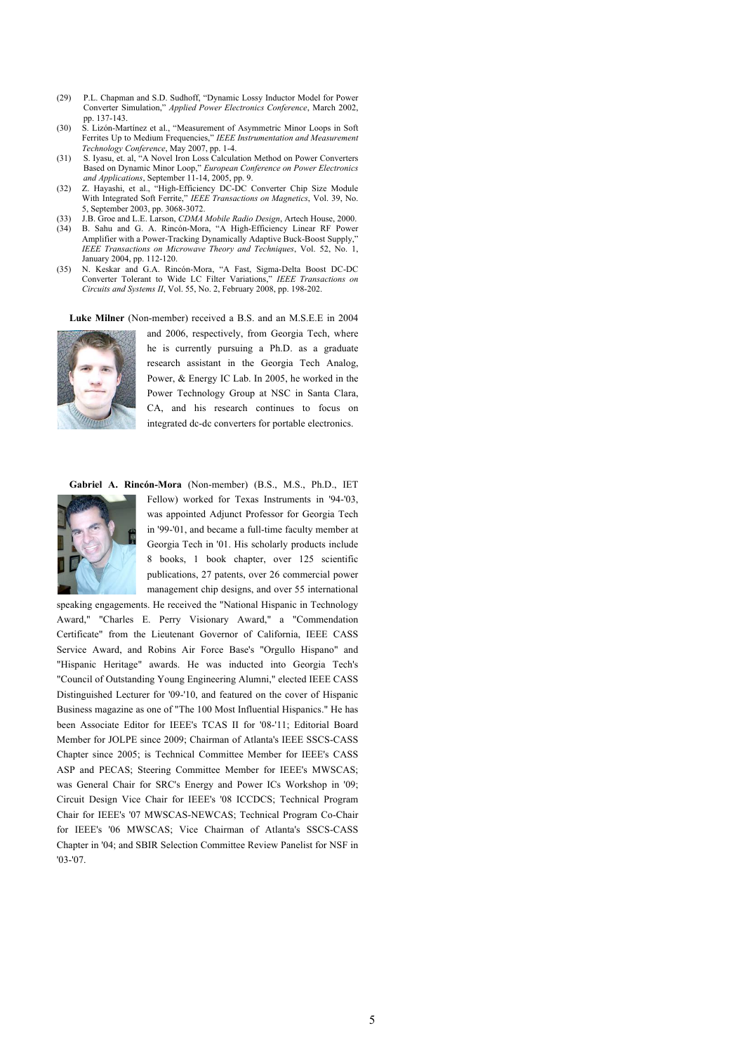(29) P.L. Chapman and S.D. Sudhoff, "Dynamic Lossy Inductor Model for Power Converter Simulation," *Applied Power Electronics Conference*, March 2002, pp. 137-143.

(30) S. Lizón-Martínez et al., "Measurement of Asymmetric Minor Loops in Soft Ferrites Up to Medium Frequencies," *IEEE Instrumentation and Measurement Technology Conference*, May 2007, pp. 1-4.

(31) S. Iyasu, et. al, "A Novel Iron Loss Calculation Method on Power Converters Based on Dynamic Minor Loop," *European Conference on Power Electronics and Applications*, September 11-14, 2005, pp. 9.

(32) Z. Hayashi, et al., "High-Efficiency DC-DC Converter Chip Size Module With Integrated Soft Ferrite," *IEEE Transactions on Magnetics*, Vol. 39, No. 5, September 2003, pp. 3068-3072.

(33) J.B. Groe and L.E. Larson, *CDMA Mobile Radio Design*, Artech House, 2000.

(34) B. Sahu and G. A. Rincón-Mora, "A High-Efficiency Linear RF Power Amplifier with a Power-Tracking Dynamically Adaptive Buck-Boost Supply," *IEEE Transactions on Microwave Theory and Techniques*, Vol. 52, No. 1, January 2004, pp. 112-120.

(35) N. Keskar and G.A. Rincón-Mora, "A Fast, Sigma-Delta Boost DC-DC Converter Tolerant to Wide LC Filter Variations," *IEEE Transactions on Circuits and Systems II*, Vol. 55, No. 2, February 2008, pp. 198-202.

**Luke Milner** (Non-member) received a B.S. and an M.S.E.E in 2004 and 2006, respectively, from Georgia Tech, where he is currently pursuing a Ph.D. as a graduate research assistant in the Georgia Tech Analog, Power, & Energy IC Lab. In 2005, he worked in the Power Technology Group at NSC in Santa Clara, CA, and his research continues to focus on integrated dc-dc converters for portable electronics.

**Gabriel A. Rincón-Mora** (Non-member) (B.S., M.S., Ph.D., IET Fellow) worked for Texas Instruments in '94-'03, was appointed Adjunct Professor for Georgia Tech in '99-'01, and became a full-time faculty member at Georgia Tech in '01. His scholarly products include 8 books, 1 book chapter, over 125 scientific publications, 27 patents, over 26 commercial power management chip designs, and over 55 international speaking engagements. He received the "National Hispanic in Technology Award," "Charles E. Perry Visionary Award," a "Commendation Certificate" from the Lieutenant Governor of California, IEEE CASS Service Award, and Robins Air Force Base's "Orgullo Hispano" and "Hispanic Heritage" awards. He was inducted into Georgia Tech's "Council of Outstanding Young Engineering Alumni," elected IEEE CASS Distinguished Lecturer for '09-'10, and featured on the cover of Hispanic Business magazine as one of "The 100 Most Influential Hispanics." He has been Associate Editor for IEEE's TCAS II for '08-'11; Editorial Board Member for JOLPE since 2009; Chairman of Atlanta's IEEE SSCS-CASS Chapter since 2005; is Technical Committee Member for IEEE's CASS ASP and PECAS; Steering Committee Member for IEEE's MWSCAS; was General Chair for SRC's Energy and Power ICs Workshop in '09; Circuit Design Vice Chair for IEEE's '08 ICCDCS; Technical Program Chair for IEEE's '07 MWSCAS-NEWCAS; Technical Program Co-Chair for IEEE's '06 MWSCAS; Vice Chairman of Atlanta's SSCS-CASS Chapter in '04; and SBIR Selection Committee Review Panelist for NSF in '03-'07.